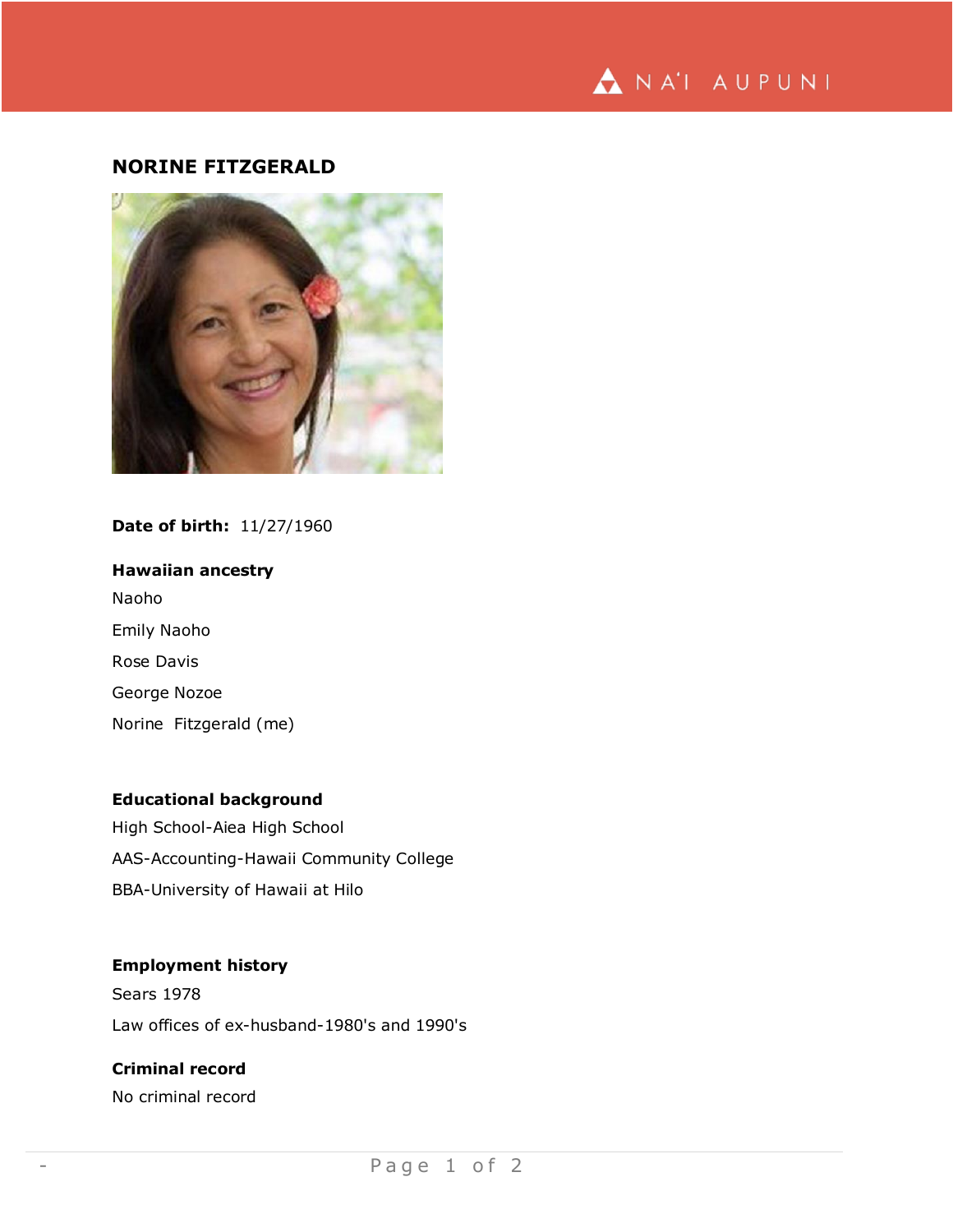# NORINE FITZGERALD

**Date of birth:** 11/27/1960

**Hawaiian ancestry**

Naoho

Emily Naoho

Rose Davis

George Nozoe

Norine Fitzgerald (me)

**Educational background**

High School-Aiea High School

AAS-Accounting-Hawaii Community College

BBA-University of Hawaii at Hilo

**Employment history**

Sears 1978

Law offices of ex-husband-1980's and 1990's

**Criminal record**

No criminal record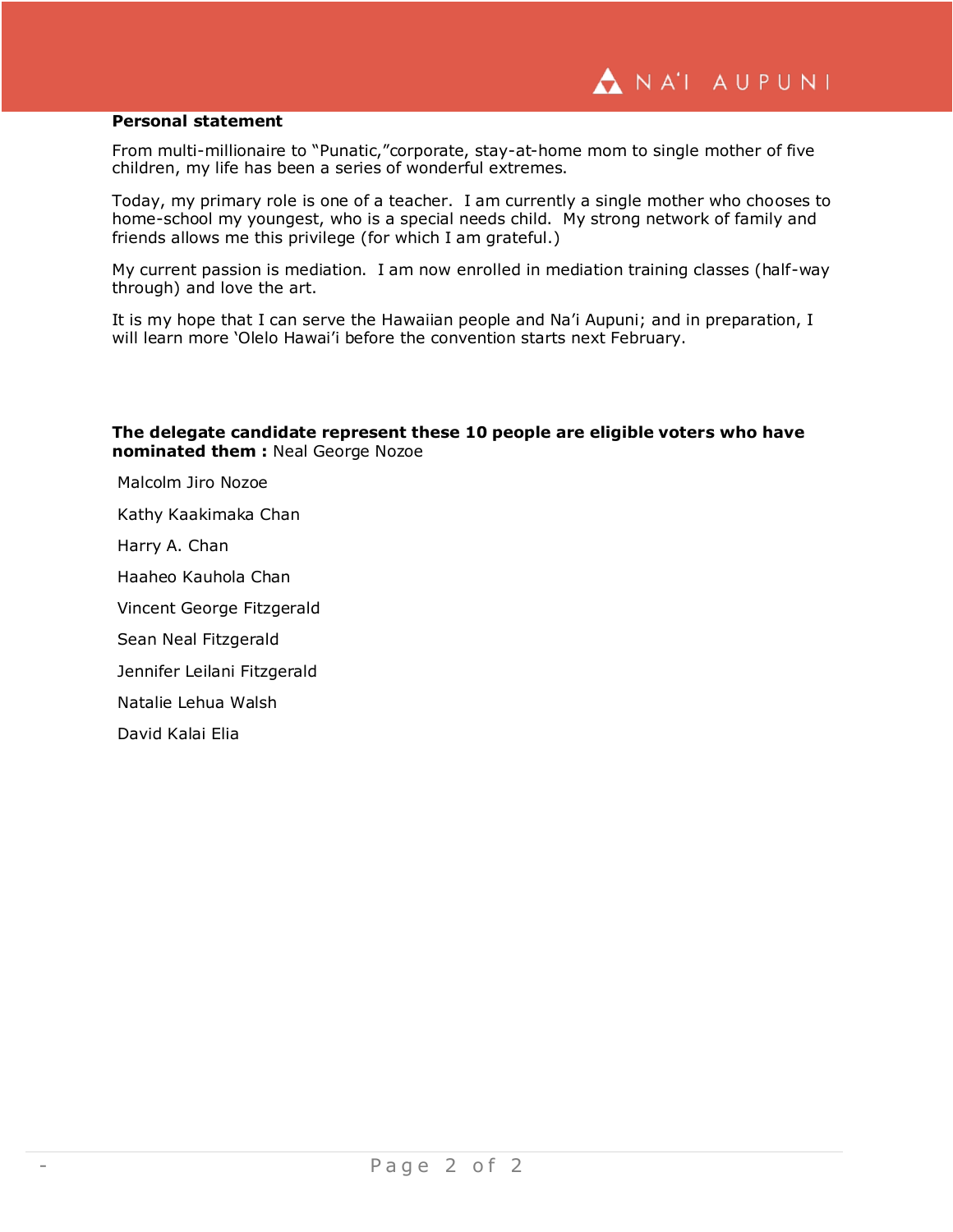**Personal statement**

From multi-millionaire to "Punatic,"corporate, stay-at-home mom to single mother of five children, my life has been a series of wonderful extremes.

Today, my primary role is one of a teacher.  I am currently a single mother who chooses to home-school my youngest, who is a special needs child.  My strong network of family and friends allows me this privilege (for which I am grateful.)

My current passion is mediation.  I am now enrolled in mediation training classes (half-way through) and love the art.

It is my hope that I can serve the Hawaiian people and Na'i Aupuni; and in preparation, I will learn more 'Olelo Hawai'i before the convention starts next February.

**The delegate candidate represent these 10 people are eligible voters who have nominated them :** Neal George Nozoe

Malcolm Jiro Nozoe

Kathy Kaakimaka Chan

Harry A. Chan

Haaheo Kauhola Chan

Vincent George Fitzgerald

Sean Neal Fitzgerald

Jennifer Leilani Fitzgerald

Natalie Lehua Walsh

David Kalai Elia